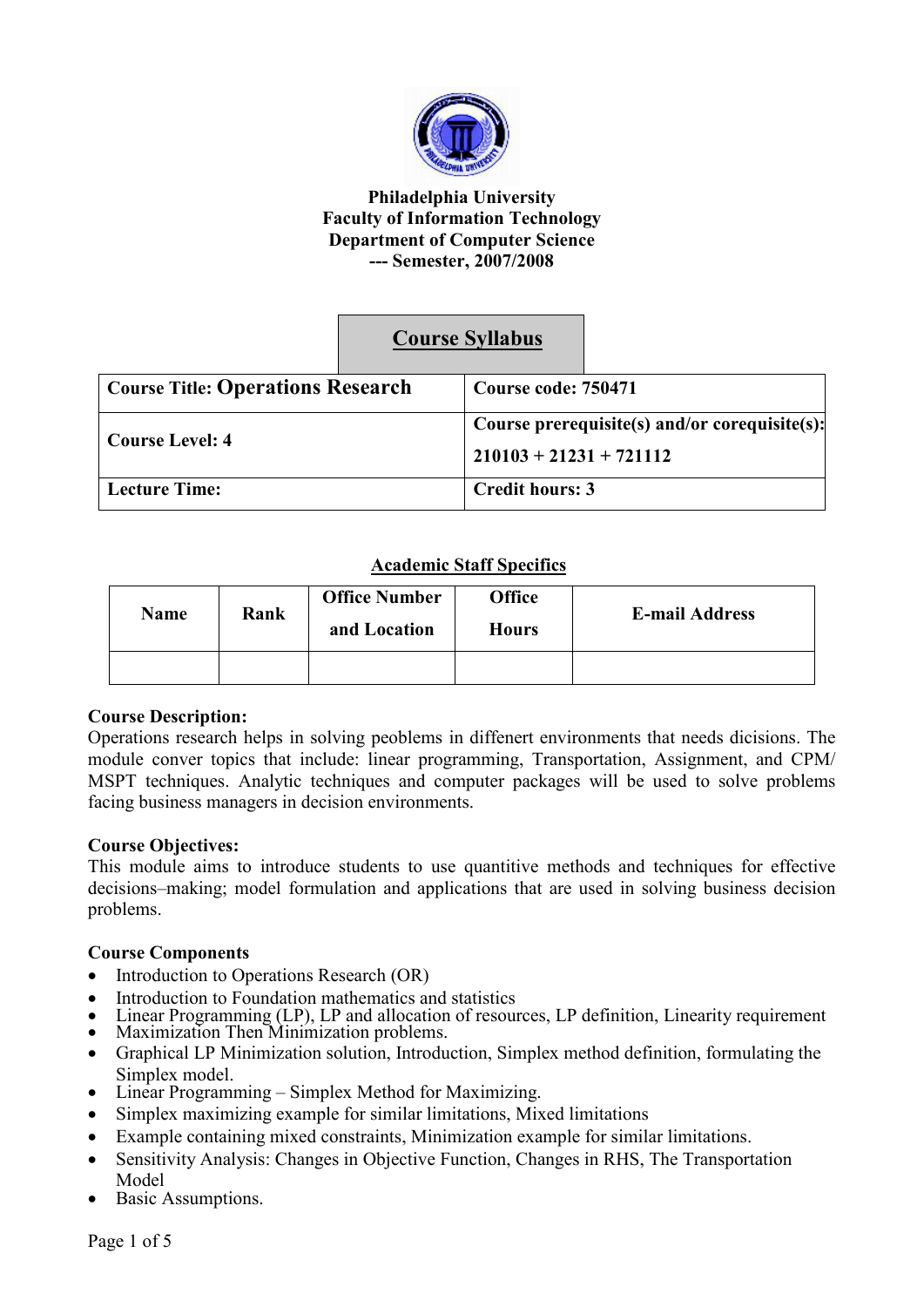**Philadelphia University**
**Faculty of Information Technology**
**Department of Computer Science**
**--- Semester, 2007/2008**

## Course Syllabus

| **Course Title: Operations Research** | **Course code: 750471** |
|---|---|
| **Course Level: 4** | **Course prerequisite(s) and/or corequisite(s): 210103 + 21231 + 721112** |
| **Lecture Time:** | **Credit hours: 3** |

### Academic Staff Specifics

| Name | Rank | Office Number and Location | Office Hours | E-mail Address |
|---|---|---|---|---|
| | | | | |

**Course Description:**
Operations research helps in solving peoblems in diffenert environments that needs dicisions. The module conver topics that include: linear programming, Transportation, Assignment, and CPM/ MSPT techniques. Analytic techniques and computer packages will be used to solve problems facing business managers in decision environments.

**Course Objectives:**
This module aims to introduce students to use quantitive methods and techniques for effective decisions–making; model formulation and applications that are used in solving business decision problems.

**Course Components**

- Introduction to Operations Research (OR)
- Introduction to Foundation mathematics and statistics
- Linear Programming (LP), LP and allocation of resources, LP definition, Linearity requirement
- Maximization Then Minimization problems.
- Graphical LP Minimization solution, Introduction, Simplex method definition, formulating the Simplex model.
- Linear Programming – Simplex Method for Maximizing.
- Simplex maximizing example for similar limitations, Mixed limitations
- Example containing mixed constraints, Minimization example for similar limitations.
- Sensitivity Analysis: Changes in Objective Function, Changes in RHS, The Transportation Model
- Basic Assumptions.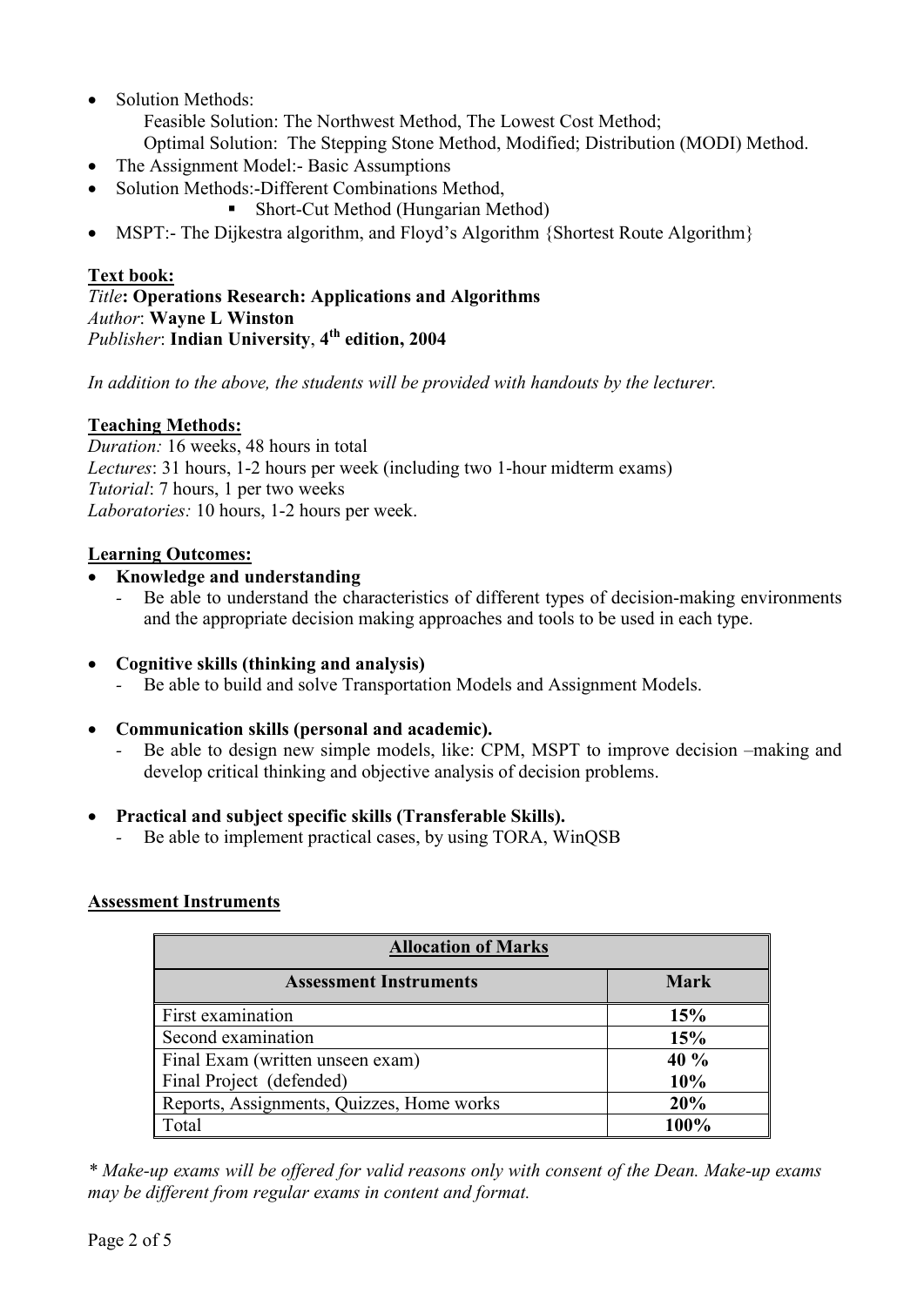- Solution Methods:
  Feasible Solution: The Northwest Method, The Lowest Cost Method;
  Optimal Solution: The Stepping Stone Method, Modified; Distribution (MODI) Method.
- The Assignment Model:- Basic Assumptions
- Solution Methods:-Different Combinations Method,
  - Short-Cut Method (Hungarian Method)
- MSPT:- The Dijkestra algorithm, and Floyd's Algorithm {Shortest Route Algorithm}

**Text book:**

*Title*: **Operations Research: Applications and Algorithms**
*Author*: **Wayne L Winston**
*Publisher*: **Indian University**, **4th edition, 2004**

*In addition to the above, the students will be provided with handouts by the lecturer.*

**Teaching Methods:**

*Duration:* 16 weeks, 48 hours in total
*Lectures*: 31 hours, 1-2 hours per week (including two 1-hour midterm exams)
*Tutorial*: 7 hours, 1 per two weeks
*Laboratories:* 10 hours, 1-2 hours per week.

**Learning Outcomes:**

- **Knowledge and understanding**
  - Be able to understand the characteristics of different types of decision-making environments and the appropriate decision making approaches and tools to be used in each type.
- **Cognitive skills (thinking and analysis)**
  - Be able to build and solve Transportation Models and Assignment Models.
- **Communication skills (personal and academic).**
  - Be able to design new simple models, like: CPM, MSPT to improve decision –making and develop critical thinking and objective analysis of decision problems.
- **Practical and subject specific skills (Transferable Skills).**
  - Be able to implement practical cases, by using TORA, WinQSB

**Assessment Instruments**

| **Allocation of Marks** | |
|---|---|
| **Assessment Instruments** | **Mark** |
| First examination | **15%** |
| Second examination | **15%** |
| Final Exam (written unseen exam) | **40 %** |
| Final Project (defended) | **10%** |
| Reports, Assignments, Quizzes, Home works | **20%** |
| Total | **100%** |

*\* Make-up exams will be offered for valid reasons only with consent of the Dean. Make-up exams may be different from regular exams in content and format.*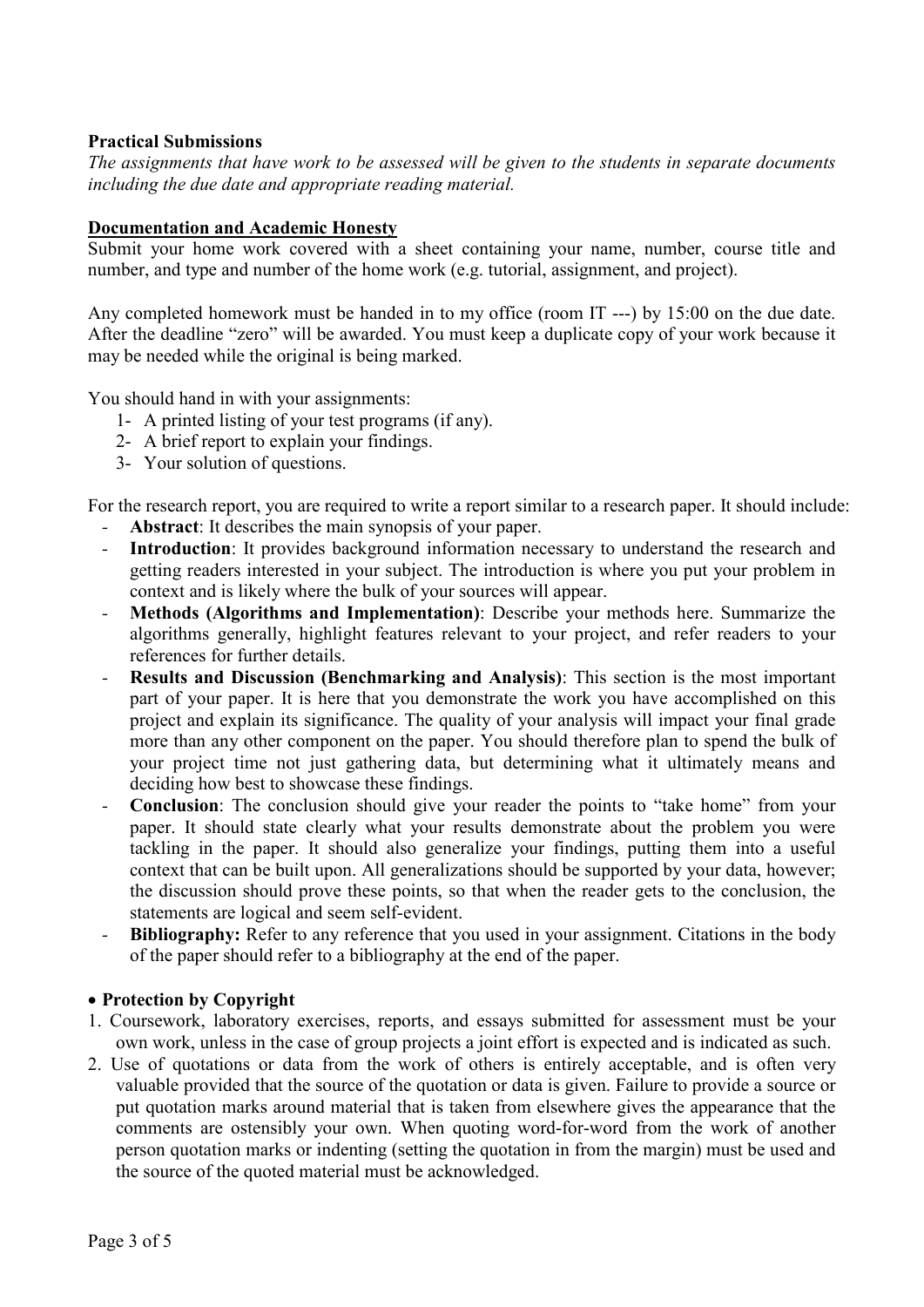**Practical Submissions**

*The assignments that have work to be assessed will be given to the students in separate documents including the due date and appropriate reading material.*

**Documentation and Academic Honesty**

Submit your home work covered with a sheet containing your name, number, course title and number, and type and number of the home work (e.g. tutorial, assignment, and project).

Any completed homework must be handed in to my office (room IT ---) by 15:00 on the due date. After the deadline "zero" will be awarded. You must keep a duplicate copy of your work because it may be needed while the original is being marked.

You should hand in with your assignments:

1- A printed listing of your test programs (if any).
2- A brief report to explain your findings.
3- Your solution of questions.

For the research report, you are required to write a report similar to a research paper. It should include:

- **Abstract**: It describes the main synopsis of your paper.
- **Introduction**: It provides background information necessary to understand the research and getting readers interested in your subject. The introduction is where you put your problem in context and is likely where the bulk of your sources will appear.
- **Methods (Algorithms and Implementation)**: Describe your methods here. Summarize the algorithms generally, highlight features relevant to your project, and refer readers to your references for further details.
- **Results and Discussion (Benchmarking and Analysis)**: This section is the most important part of your paper. It is here that you demonstrate the work you have accomplished on this project and explain its significance. The quality of your analysis will impact your final grade more than any other component on the paper. You should therefore plan to spend the bulk of your project time not just gathering data, but determining what it ultimately means and deciding how best to showcase these findings.
- **Conclusion**: The conclusion should give your reader the points to "take home" from your paper. It should state clearly what your results demonstrate about the problem you were tackling in the paper. It should also generalize your findings, putting them into a useful context that can be built upon. All generalizations should be supported by your data, however; the discussion should prove these points, so that when the reader gets to the conclusion, the statements are logical and seem self-evident.
- **Bibliography:** Refer to any reference that you used in your assignment. Citations in the body of the paper should refer to a bibliography at the end of the paper.

- **Protection by Copyright**

1. Coursework, laboratory exercises, reports, and essays submitted for assessment must be your own work, unless in the case of group projects a joint effort is expected and is indicated as such.
2. Use of quotations or data from the work of others is entirely acceptable, and is often very valuable provided that the source of the quotation or data is given. Failure to provide a source or put quotation marks around material that is taken from elsewhere gives the appearance that the comments are ostensibly your own. When quoting word-for-word from the work of another person quotation marks or indenting (setting the quotation in from the margin) must be used and the source of the quoted material must be acknowledged.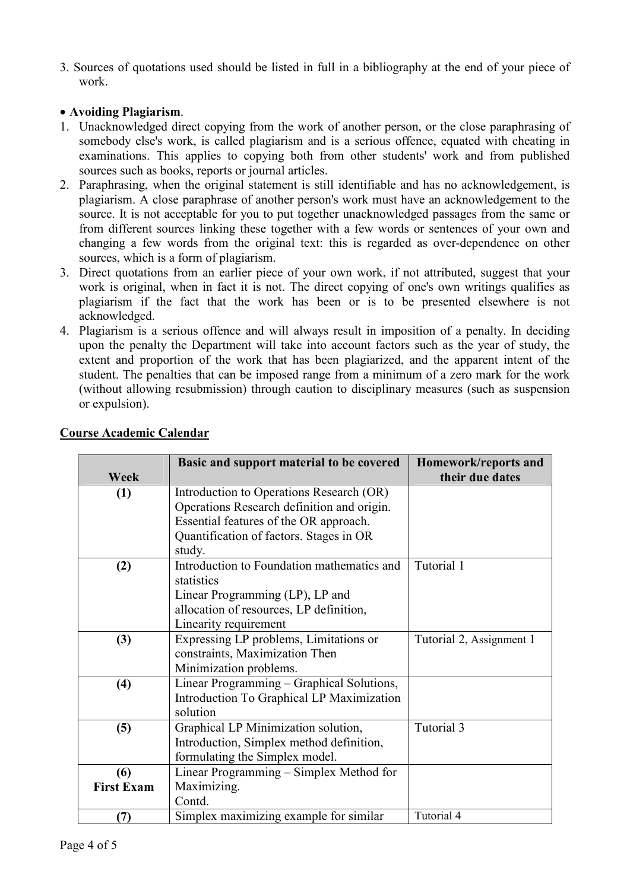3. Sources of quotations used should be listed in full in a bibliography at the end of your piece of work.

- **Avoiding Plagiarism**.

1. Unacknowledged direct copying from the work of another person, or the close paraphrasing of somebody else's work, is called plagiarism and is a serious offence, equated with cheating in examinations. This applies to copying both from other students' work and from published sources such as books, reports or journal articles.
2. Paraphrasing, when the original statement is still identifiable and has no acknowledgement, is plagiarism. A close paraphrase of another person's work must have an acknowledgement to the source. It is not acceptable for you to put together unacknowledged passages from the same or from different sources linking these together with a few words or sentences of your own and changing a few words from the original text: this is regarded as over-dependence on other sources, which is a form of plagiarism.
3. Direct quotations from an earlier piece of your own work, if not attributed, suggest that your work is original, when in fact it is not. The direct copying of one's own writings qualifies as plagiarism if the fact that the work has been or is to be presented elsewhere is not acknowledged.
4. Plagiarism is a serious offence and will always result in imposition of a penalty. In deciding upon the penalty the Department will take into account factors such as the year of study, the extent and proportion of the work that has been plagiarized, and the apparent intent of the student. The penalties that can be imposed range from a minimum of a zero mark for the work (without allowing resubmission) through caution to disciplinary measures (such as suspension or expulsion).

**Course Academic Calendar**

| Week | Basic and support material to be covered | Homework/reports and their due dates |
|---|---|---|
| **(1)** | Introduction to Operations Research (OR) Operations Research definition and origin. Essential features of the OR approach. Quantification of factors. Stages in OR study. | |
| **(2)** | Introduction to Foundation mathematics and statistics Linear Programming (LP), LP and allocation of resources, LP definition, Linearity requirement | Tutorial 1 |
| **(3)** | Expressing LP problems, Limitations or constraints, Maximization Then Minimization problems. | Tutorial 2, Assignment 1 |
| **(4)** | Linear Programming – Graphical Solutions, Introduction To Graphical LP Maximization solution | |
| **(5)** | Graphical LP Minimization solution, Introduction, Simplex method definition, formulating the Simplex model. | Tutorial 3 |
| **(6) First Exam** | Linear Programming – Simplex Method for Maximizing. Contd. | |
| **(7)** | Simplex maximizing example for similar | Tutorial 4 |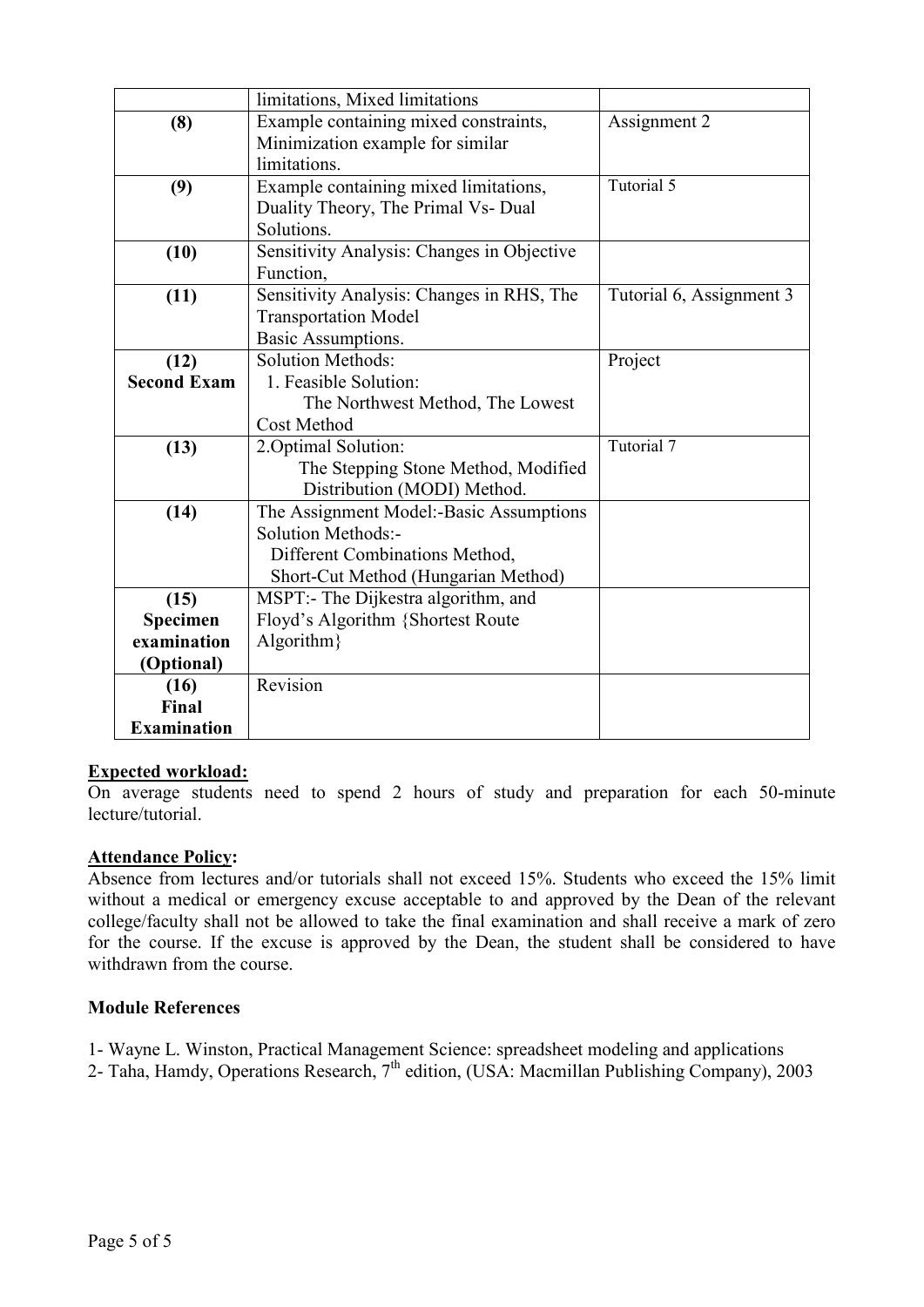| | | |
|---|---|---|
| | limitations, Mixed limitations | |
| **(8)** | Example containing mixed constraints, Minimization example for similar limitations. | Assignment 2 |
| **(9)** | Example containing mixed limitations, Duality Theory, The Primal Vs- Dual Solutions. | Tutorial 5 |
| **(10)** | Sensitivity Analysis: Changes in Objective Function, | |
| **(11)** | Sensitivity Analysis: Changes in RHS, The Transportation Model Basic Assumptions. | Tutorial 6, Assignment 3 |
| **(12) Second Exam** | Solution Methods: 1. Feasible Solution: The Northwest Method, The Lowest Cost Method | Project |
| **(13)** | 2.Optimal Solution: The Stepping Stone Method, Modified Distribution (MODI) Method. | Tutorial 7 |
| **(14)** | The Assignment Model:-Basic Assumptions Solution Methods:- Different Combinations Method, Short-Cut Method (Hungarian Method) | |
| **(15) Specimen examination (Optional)** | MSPT:- The Dijkestra algorithm, and Floyd's Algorithm {Shortest Route Algorithm} | |
| **(16) Final Examination** | Revision | |

**Expected workload:**

On average students need to spend 2 hours of study and preparation for each 50-minute lecture/tutorial.

**Attendance Policy:**

Absence from lectures and/or tutorials shall not exceed 15%. Students who exceed the 15% limit without a medical or emergency excuse acceptable to and approved by the Dean of the relevant college/faculty shall not be allowed to take the final examination and shall receive a mark of zero for the course. If the excuse is approved by the Dean, the student shall be considered to have withdrawn from the course.

**Module References**

1- Wayne L. Winston, Practical Management Science: spreadsheet modeling and applications

2- Taha, Hamdy, Operations Research, 7th edition, (USA: Macmillan Publishing Company), 2003